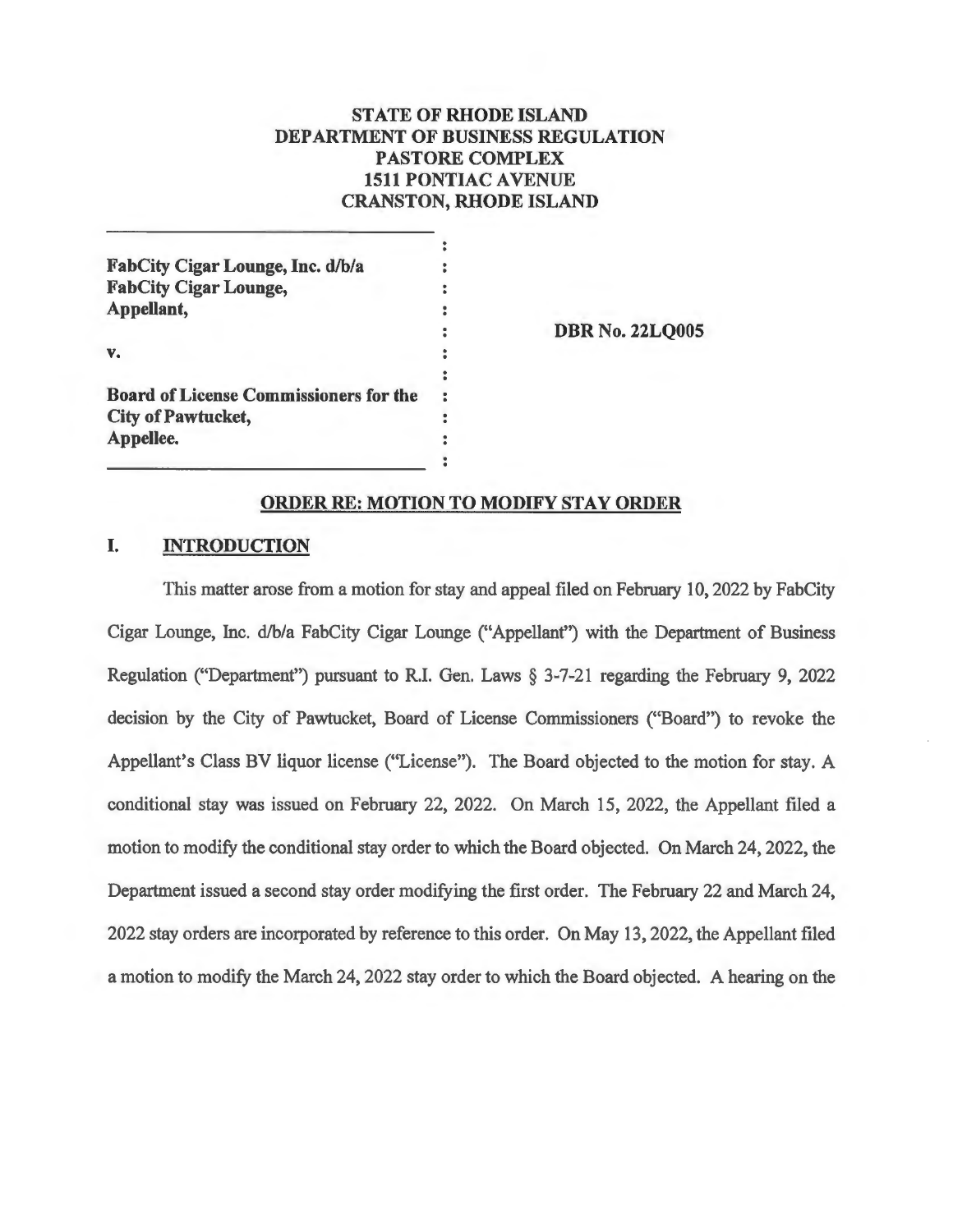**STATE OF RHODE ISLAND**
**DEPARTMENT OF BUSINESS REGULATION**
**PASTORE COMPLEX**
**1511 PONTIAC AVENUE**
**CRANSTON, RHODE ISLAND**

| | |
|---|---|
| **FabCity Cigar Lounge, Inc. d/b/a FabCity Cigar Lounge, Appellant,** | |
| | **DBR No. 22LQ005** |
| **v.** | |
| **Board of License Commissioners for the City of Pawtucket, Appellee.** | |

## ORDER RE: MOTION TO MODIFY STAY ORDER

### I. INTRODUCTION

This matter arose from a motion for stay and appeal filed on February 10, 2022 by FabCity Cigar Lounge, Inc. d/b/a FabCity Cigar Lounge ("Appellant") with the Department of Business Regulation ("Department") pursuant to R.I. Gen. Laws § 3-7-21 regarding the February 9, 2022 decision by the City of Pawtucket, Board of License Commissioners ("Board") to revoke the Appellant's Class BV liquor license ("License"). The Board objected to the motion for stay. A conditional stay was issued on February 22, 2022. On March 15, 2022, the Appellant filed a motion to modify the conditional stay order to which the Board objected. On March 24, 2022, the Department issued a second stay order modifying the first order. The February 22 and March 24, 2022 stay orders are incorporated by reference to this order. On May 13, 2022, the Appellant filed a motion to modify the March 24, 2022 stay order to which the Board objected. A hearing on the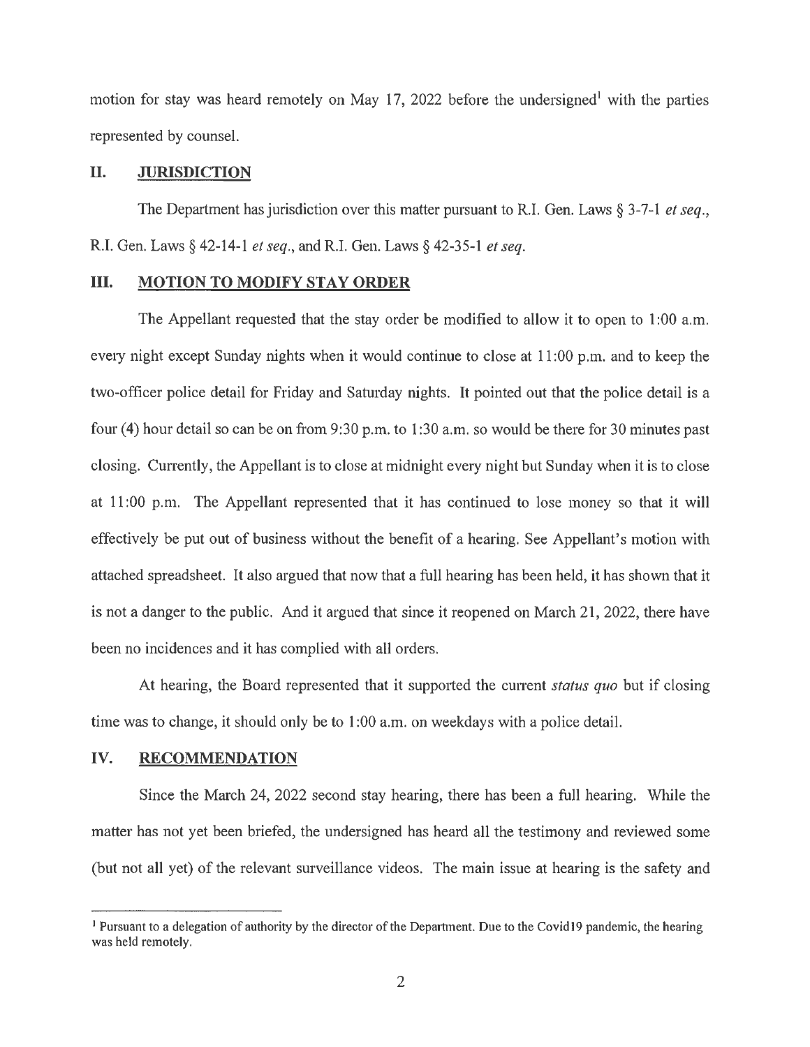motion for stay was heard remotely on May 17, 2022 before the undersigned[1] with the parties represented by counsel.

## II. JURISDICTION

The Department has jurisdiction over this matter pursuant to R.I. Gen. Laws § 3-7-1 *et seq.*, R.I. Gen. Laws § 42-14-1 *et seq.*, and R.I. Gen. Laws § 42-35-1 *et seq.*

## III. MOTION TO MODIFY STAY ORDER

The Appellant requested that the stay order be modified to allow it to open to 1:00 a.m. every night except Sunday nights when it would continue to close at 11:00 p.m. and to keep the two-officer police detail for Friday and Saturday nights. It pointed out that the police detail is a four (4) hour detail so can be on from 9:30 p.m. to 1:30 a.m. so would be there for 30 minutes past closing. Currently, the Appellant is to close at midnight every night but Sunday when it is to close at 11:00 p.m. The Appellant represented that it has continued to lose money so that it will effectively be put out of business without the benefit of a hearing. See Appellant's motion with attached spreadsheet. It also argued that now that a full hearing has been held, it has shown that it is not a danger to the public. And it argued that since it reopened on March 21, 2022, there have been no incidences and it has complied with all orders.

At hearing, the Board represented that it supported the current *status quo* but if closing time was to change, it should only be to 1:00 a.m. on weekdays with a police detail.

## IV. RECOMMENDATION

Since the March 24, 2022 second stay hearing, there has been a full hearing. While the matter has not yet been briefed, the undersigned has heard all the testimony and reviewed some (but not all yet) of the relevant surveillance videos. The main issue at hearing is the safety and

---

[1] Pursuant to a delegation of authority by the director of the Department. Due to the Covid19 pandemic, the hearing was held remotely.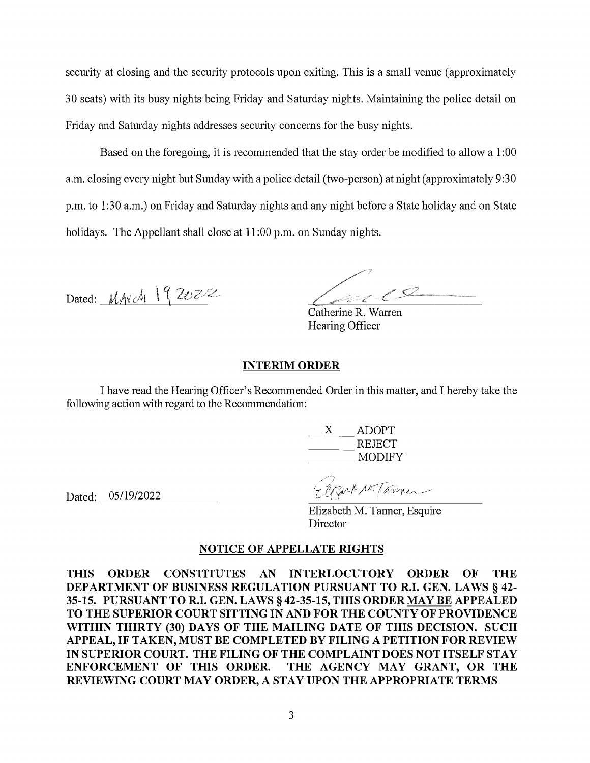security at closing and the security protocols upon exiting. This is a small venue (approximately 30 seats) with its busy nights being Friday and Saturday nights. Maintaining the police detail on Friday and Saturday nights addresses security concerns for the busy nights.

Based on the foregoing, it is recommended that the stay order be modified to allow a 1:00 a.m. closing every night but Sunday with a police detail (two-person) at night (approximately 9:30 p.m. to 1:30 a.m.) on Friday and Saturday nights and any night before a State holiday and on State holidays. The Appellant shall close at 11:00 p.m. on Sunday nights.

Dated: March 19 2022

Catherine R. Warren
Hearing Officer

## INTERIM ORDER

I have read the Hearing Officer's Recommended Order in this matter, and I hereby take the following action with regard to the Recommendation:

X ADOPT
\_\_\_\_\_\_\_\_ REJECT
\_\_\_\_\_\_\_\_ MODIFY

Dated: 05/19/2022

Elizabeth M. Tanner, Esquire
Director

## NOTICE OF APPELLATE RIGHTS

**THIS ORDER CONSTITUTES AN INTERLOCUTORY ORDER OF THE DEPARTMENT OF BUSINESS REGULATION PURSUANT TO R.I. GEN. LAWS § 42-35-15. PURSUANT TO R.I. GEN. LAWS § 42-35-15, THIS ORDER MAY BE APPEALED TO THE SUPERIOR COURT SITTING IN AND FOR THE COUNTY OF PROVIDENCE WITHIN THIRTY (30) DAYS OF THE MAILING DATE OF THIS DECISION. SUCH APPEAL, IF TAKEN, MUST BE COMPLETED BY FILING A PETITION FOR REVIEW IN SUPERIOR COURT. THE FILING OF THE COMPLAINT DOES NOT ITSELF STAY ENFORCEMENT OF THIS ORDER. THE AGENCY MAY GRANT, OR THE REVIEWING COURT MAY ORDER, A STAY UPON THE APPROPRIATE TERMS**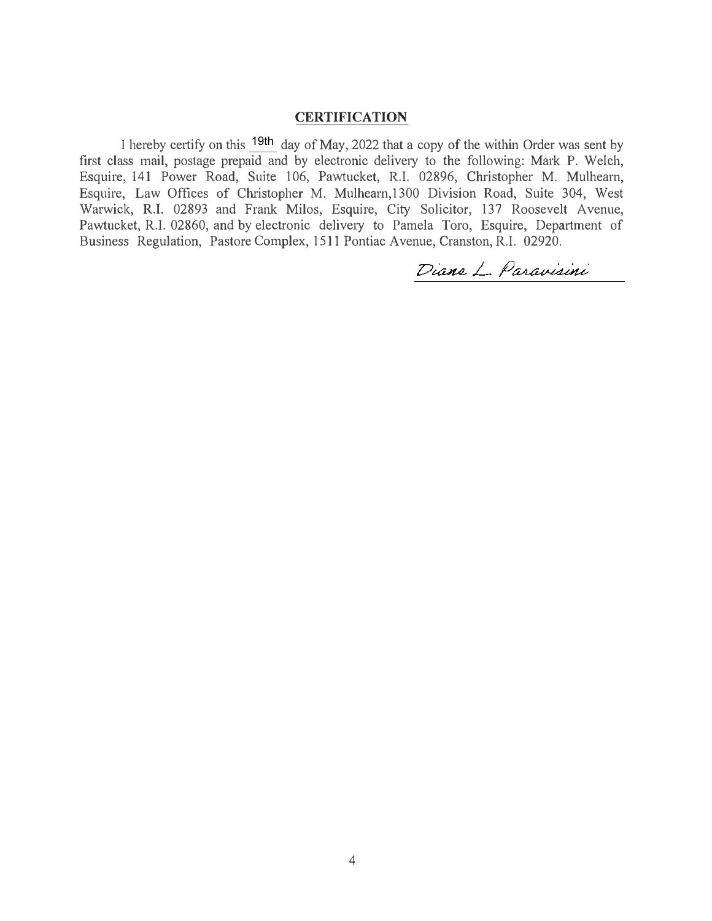## CERTIFICATION

I hereby certify on this 19th day of May, 2022 that a copy of the within Order was sent by first class mail, postage prepaid and by electronic delivery to the following: Mark P. Welch, Esquire, 141 Power Road, Suite 106, Pawtucket, R.I. 02896, Christopher M. Mulhearn, Esquire, Law Offices of Christopher M. Mulhearn,1300 Division Road, Suite 304, West Warwick, R.I. 02893 and Frank Milos, Esquire, City Solicitor, 137 Roosevelt Avenue, Pawtucket, R.I. 02860, and by electronic delivery to Pamela Toro, Esquire, Department of Business Regulation, Pastore Complex, 1511 Pontiac Avenue, Cranston, R.I. 02920.

Diane L. Paravisini